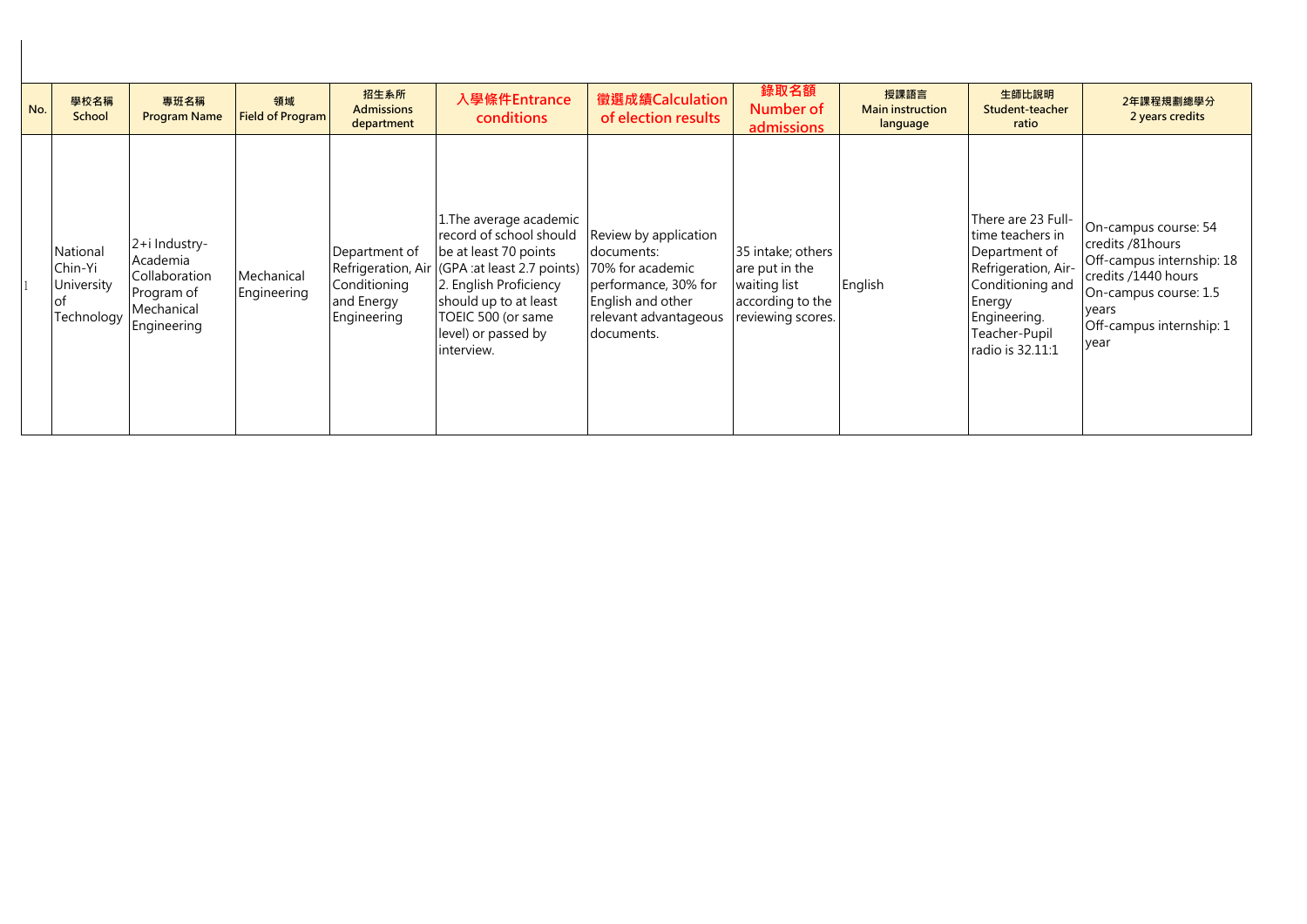| No. | 學校名稱 School | 專班名稱 Program Name | 領域 Field of Program | 招生系所 Admissions department | 入學條件Entrance conditions | 徵選成績Calculation of election results | 錄取名額 Number of admissions | 授課語言 Main instruction language | 生師比說明 Student-teacher ratio | 2年課程規劃總學分 2 years credits |
|---|---|---|---|---|---|---|---|---|---|---|
| 1 | National Chin-Yi University of Technology | 2+i Industry-Academia Collaboration Program of Mechanical Engineering | Mechanical Engineering | Department of Refrigeration, Air Conditioning and Energy Engineering | 1.The average academic record of school should be at least 70 points (GPA :at least 2.7 points) 2. English Proficiency should up to at least TOEIC 500 (or same level) or passed by interview. | Review by application documents: 70% for academic performance, 30% for English and other relevant advantageous documents. | 35 intake; others are put in the waiting list according to the reviewing scores. | English | There are 23 Full-time teachers in Department of Refrigeration, Air-Conditioning and Energy Engineering. Teacher-Pupil radio is 32.11:1 | On-campus course: 54 credits /81hours Off-campus internship: 18 credits /1440 hours On-campus course: 1.5 years Off-campus internship: 1 year |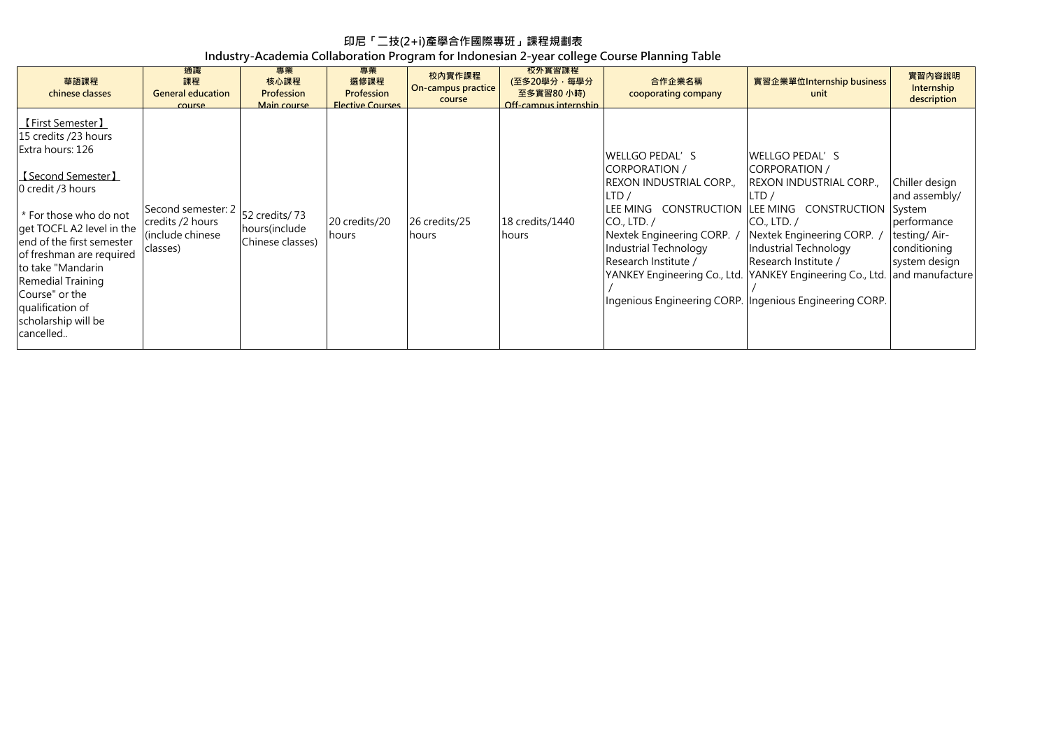# 印尼「二技(2+i)產學合作國際專班」課程規劃表

## Industry-Academia Collaboration Program for Indonesian 2-year college Course Planning Table

| 華語課程 chinese classes | 通識課程 General education course | 專業核心課程 Profession Main course | 專業選修課程 Profession Elective Courses | 校內實作課程 On-campus practice course | 校外實習課程 (至多20學分，每學分至多實習80 小時) Off-campus internship | 合作企業名稱 cooporating company | 實習企業單位Internship business unit | 實習內容說明 Internship description |
|---|---|---|---|---|---|---|---|---|
| 【First Semester】<br>15 credits /23 hours<br>Extra hours: 126<br><br>【Second Semester】<br>0 credit /3 hours<br><br>* For those who do not get TOCFL A2 level in the end of the first semester of freshman are required to take "Mandarin Remedial Training Course" or the qualification of scholarship will be cancelled.. | Second semester: 2 credits /2 hours (include chinese classes) | 52 credits/ 73 hours(include Chinese classes) | 20 credits/20 hours | 26 credits/25 hours | 18 credits/1440 hours | WELLGO PEDAL'S CORPORATION /<br>REXON INDUSTRIAL CORP., LTD /<br>LEE MING CONSTRUCTION CO., LTD. /<br>Nextek Engineering CORP. /<br>Industrial Technology Research Institute /<br>YANKEY Engineering Co., Ltd. /<br>Ingenious Engineering CORP. | WELLGO PEDAL'S CORPORATION /<br>REXON INDUSTRIAL CORP., LTD /<br>LEE MING CONSTRUCTION CO., LTD. /<br>Nextek Engineering CORP. /<br>Industrial Technology Research Institute /<br>YANKEY Engineering Co., Ltd. /<br>Ingenious Engineering CORP. | Chiller design and assembly/ System performance testing/ Air-conditioning system design and manufacture |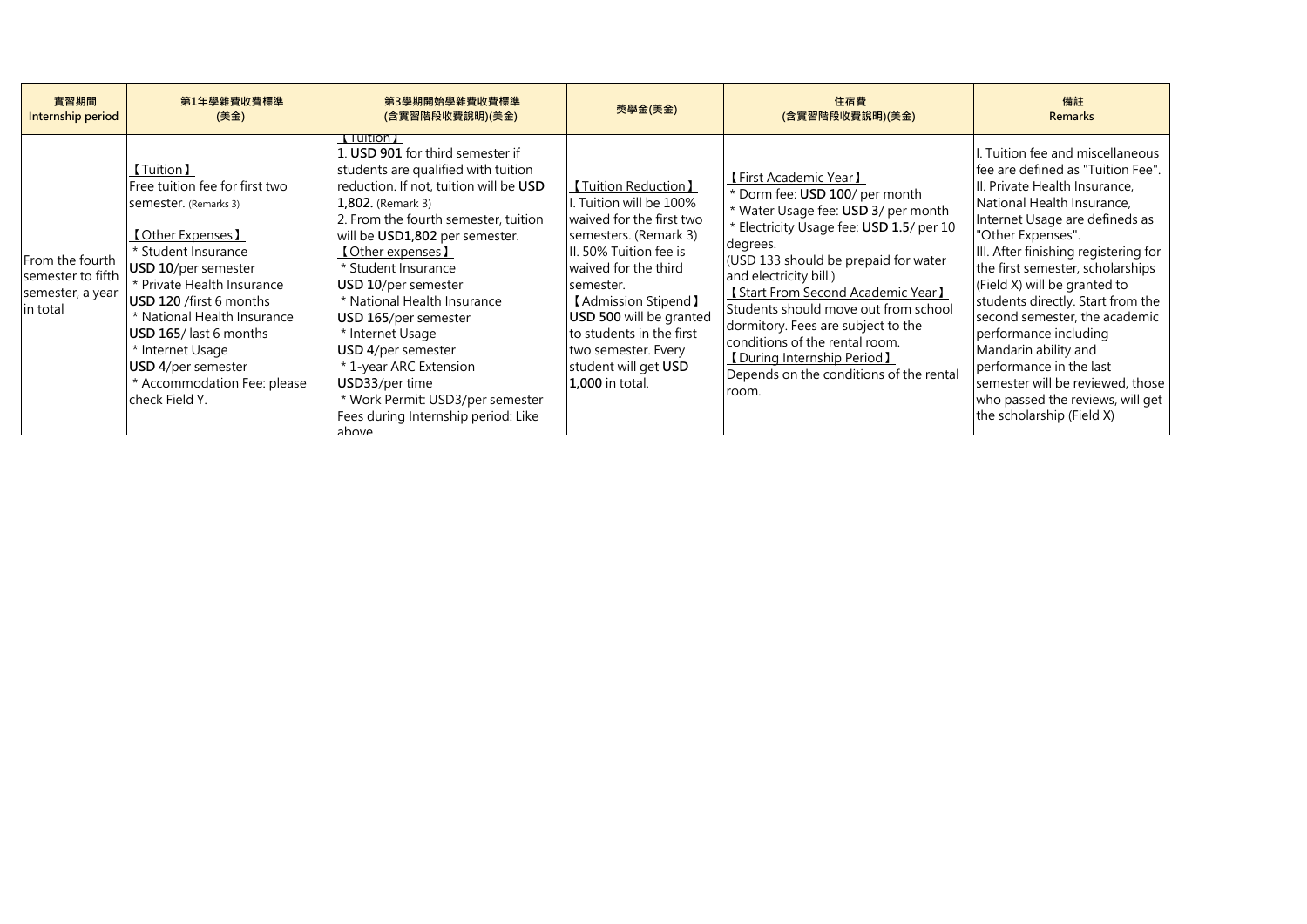| 實習期間 Internship period | 第1年學雜費收費標準 (美金) | 第3學期開始學雜費收費標準 (含實習階段收費說明)(美金) | 獎學金(美金) | 住宿費 (含實習階段收費說明)(美金) | 備註 Remarks |
|---|---|---|---|---|---|
| From the fourth semester to fifth semester, a year in total | 【Tuition】<br>Free tuition fee for first two semester. (Remarks 3)<br><br>【Other Expenses】<br>* Student Insurance<br>**USD 10**/per semester<br>* Private Health Insurance<br>**USD 120** /first 6 months<br>* National Health Insurance<br>**USD 165**/ last 6 months<br>* Internet Usage<br>**USD 4**/per semester<br>* Accommodation Fee: please check Field Y. | 【Tuition】<br>1. **USD 901** for third semester if students are qualified with tuition reduction. If not, tuition will be **USD 1,802.** (Remark 3)<br>2. From the fourth semester, tuition will be **USD1,802** per semester.<br>【Other expenses】<br>* Student Insurance<br>**USD 10**/per semester<br>* National Health Insurance<br>**USD 165**/per semester<br>* Internet Usage<br>**USD 4**/per semester<br>* 1-year ARC Extension<br>**USD33**/per time<br>* Work Permit: USD3/per semester<br>Fees during Internship period: Like above | 【Tuition Reduction】<br>I. Tuition will be 100% waived for the first two semesters. (Remark 3)<br>II. 50% Tuition fee is waived for the third semester.<br>【Admission Stipend】<br>**USD 500** will be granted to students in the first two semester. Every student will get **USD 1,000** in total. | 【First Academic Year】<br>* Dorm fee: **USD 100**/ per month<br>* Water Usage fee: **USD 3**/ per month<br>* Electricity Usage fee: **USD 1.5**/ per 10 degrees.<br>(USD 133 should be prepaid for water and electricity bill.)<br>【Start From Second Academic Year】<br>Students should move out from school dormitory. Fees are subject to the conditions of the rental room.<br>【During Internship Period】<br>Depends on the conditions of the rental room. | I. Tuition fee and miscellaneous fee are defined as "Tuition Fee".<br>II. Private Health Insurance, National Health Insurance, Internet Usage are defineds as "Other Expenses".<br>III. After finishing registering for the first semester, scholarships (Field X) will be granted to students directly. Start from the second semester, the academic performance including Mandarin ability and performance in the last semester will be reviewed, those who passed the reviews, will get the scholarship (Field X) |